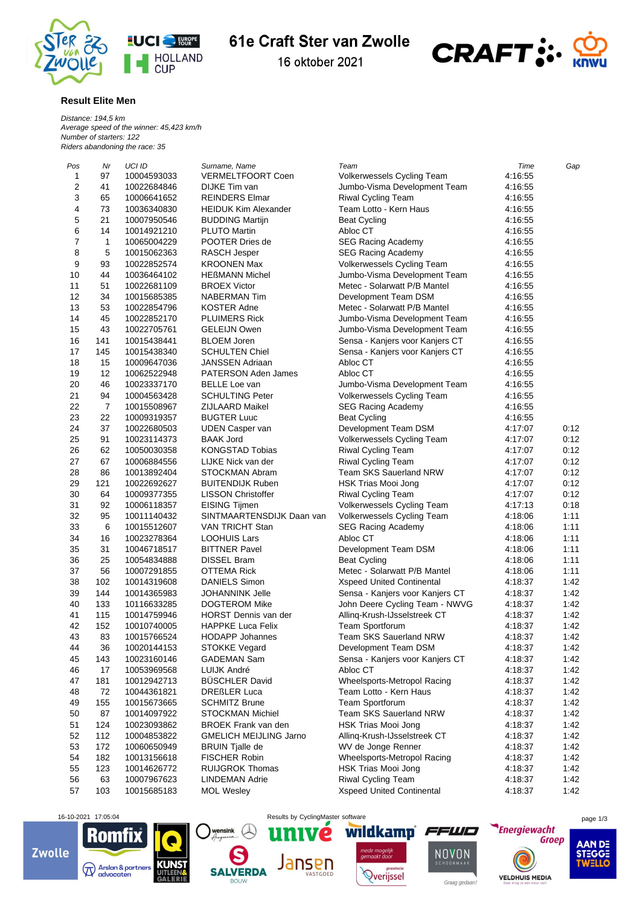# 61e Craft Ster van Zwolle

16 oktober 2021

## Result Elite Men

*Distance: 194,5 km*
*Average speed of the winner: 45,423 km/h*
*Number of starters: 122*
*Riders abandoning the race: 35*

| Pos | Nr | UCI ID | Surname, Name | Team | Time | Gap |
|---|---|---|---|---|---|---|
| 1 | 97 | 10004593033 | VERMELTFOORT Coen | Volkerwessels Cycling Team | 4:16:55 | |
| 2 | 41 | 10022684846 | DIJKE Tim van | Jumbo-Visma Development Team | 4:16:55 | |
| 3 | 65 | 10006641652 | REINDERS Elmar | Riwal Cycling Team | 4:16:55 | |
| 4 | 73 | 10036340830 | HEIDUK Kim Alexander | Team Lotto - Kern Haus | 4:16:55 | |
| 5 | 21 | 10007950546 | BUDDING Martijn | Beat Cycling | 4:16:55 | |
| 6 | 14 | 10014921210 | PLUTO Martin | Abloc CT | 4:16:55 | |
| 7 | 1 | 10065004229 | POOTER Dries de | SEG Racing Academy | 4:16:55 | |
| 8 | 5 | 10015062363 | RASCH Jesper | SEG Racing Academy | 4:16:55 | |
| 9 | 93 | 10022852574 | KROONEN Max | Volkerwessels Cycling Team | 4:16:55 | |
| 10 | 44 | 10036464102 | HEßMANN Michel | Jumbo-Visma Development Team | 4:16:55 | |
| 11 | 51 | 10022681109 | BROEX Victor | Metec - Solarwatt P/B Mantel | 4:16:55 | |
| 12 | 34 | 10015685385 | NABERMAN Tim | Development Team DSM | 4:16:55 | |
| 13 | 53 | 10022854796 | KOSTER Adne | Metec - Solarwatt P/B Mantel | 4:16:55 | |
| 14 | 45 | 10022852170 | PLUIMERS Rick | Jumbo-Visma Development Team | 4:16:55 | |
| 15 | 43 | 10022705761 | GELEIJN Owen | Jumbo-Visma Development Team | 4:16:55 | |
| 16 | 141 | 10015438441 | BLOEM Joren | Sensa - Kanjers voor Kanjers CT | 4:16:55 | |
| 17 | 145 | 10015438340 | SCHULTEN Chiel | Sensa - Kanjers voor Kanjers CT | 4:16:55 | |
| 18 | 15 | 10009647036 | JANSSEN Adriaan | Abloc CT | 4:16:55 | |
| 19 | 12 | 10062522948 | PATERSON Aden James | Abloc CT | 4:16:55 | |
| 20 | 46 | 10023337170 | BELLE Loe van | Jumbo-Visma Development Team | 4:16:55 | |
| 21 | 94 | 10004563428 | SCHULTING Peter | Volkerwessels Cycling Team | 4:16:55 | |
| 22 | 7 | 10015508967 | ZIJLAARD Maikel | SEG Racing Academy | 4:16:55 | |
| 23 | 22 | 10009319357 | BUGTER Luuc | Beat Cycling | 4:16:55 | |
| 24 | 37 | 10022680503 | UDEN Casper van | Development Team DSM | 4:17:07 | 0:12 |
| 25 | 91 | 10023114373 | BAAK Jord | Volkerwessels Cycling Team | 4:17:07 | 0:12 |
| 26 | 62 | 10050030358 | KONGSTAD Tobias | Riwal Cycling Team | 4:17:07 | 0:12 |
| 27 | 67 | 10006884556 | LIJKE Nick van der | Riwal Cycling Team | 4:17:07 | 0:12 |
| 28 | 86 | 10013892404 | STOCKMAN Abram | Team SKS Sauerland NRW | 4:17:07 | 0:12 |
| 29 | 121 | 10022692627 | BUITENDIJK Ruben | HSK Trias Mooi Jong | 4:17:07 | 0:12 |
| 30 | 64 | 10009377355 | LISSON Christoffer | Riwal Cycling Team | 4:17:07 | 0:12 |
| 31 | 92 | 10006118357 | EISING Tijmen | Volkerwessels Cycling Team | 4:17:13 | 0:18 |
| 32 | 95 | 10011140432 | SINTMAARTENSDIJK Daan van | Volkerwessels Cycling Team | 4:18:06 | 1:11 |
| 33 | 6 | 10015512607 | VAN TRICHT Stan | SEG Racing Academy | 4:18:06 | 1:11 |
| 34 | 16 | 10023278364 | LOOHUIS Lars | Abloc CT | 4:18:06 | 1:11 |
| 35 | 31 | 10046718517 | BITTNER Pavel | Development Team DSM | 4:18:06 | 1:11 |
| 36 | 25 | 10054834888 | DISSEL Bram | Beat Cycling | 4:18:06 | 1:11 |
| 37 | 56 | 10007291855 | OTTEMA Rick | Metec - Solarwatt P/B Mantel | 4:18:06 | 1:11 |
| 38 | 102 | 10014319608 | DANIELS Simon | Xspeed United Continental | 4:18:37 | 1:42 |
| 39 | 144 | 10014365983 | JOHANNINK Jelle | Sensa - Kanjers voor Kanjers CT | 4:18:37 | 1:42 |
| 40 | 133 | 10116633285 | DOGTEROM Mike | John Deere Cycling Team - NWVG | 4:18:37 | 1:42 |
| 41 | 115 | 10014759946 | HORST Dennis van der | Allinq-Krush-IJsselstreek CT | 4:18:37 | 1:42 |
| 42 | 152 | 10010740005 | HAPPKE Luca Felix | Team Sportforum | 4:18:37 | 1:42 |
| 43 | 83 | 10015766524 | HODAPP Johannes | Team SKS Sauerland NRW | 4:18:37 | 1:42 |
| 44 | 36 | 10020144153 | STOKKE Vegard | Development Team DSM | 4:18:37 | 1:42 |
| 45 | 143 | 10023160146 | GADEMAN Sam | Sensa - Kanjers voor Kanjers CT | 4:18:37 | 1:42 |
| 46 | 17 | 10053969568 | LUIJK André | Abloc CT | 4:18:37 | 1:42 |
| 47 | 181 | 10012942713 | BÜSCHLER David | Wheelsports-Metropol Racing | 4:18:37 | 1:42 |
| 48 | 72 | 10044361821 | DREßLER Luca | Team Lotto - Kern Haus | 4:18:37 | 1:42 |
| 49 | 155 | 10015673665 | SCHMITZ Brune | Team Sportforum | 4:18:37 | 1:42 |
| 50 | 87 | 10014097922 | STOCKMAN Michiel | Team SKS Sauerland NRW | 4:18:37 | 1:42 |
| 51 | 124 | 10023093862 | BROEK Frank van den | HSK Trias Mooi Jong | 4:18:37 | 1:42 |
| 52 | 112 | 10004853822 | GMELICH MEIJLING Jarno | Allinq-Krush-IJsselstreek CT | 4:18:37 | 1:42 |
| 53 | 172 | 10060650949 | BRUIN Tjalle de | WV de Jonge Renner | 4:18:37 | 1:42 |
| 54 | 182 | 10013156618 | FISCHER Robin | Wheelsports-Metropol Racing | 4:18:37 | 1:42 |
| 55 | 123 | 10014626772 | RUIJGROK Thomas | HSK Trias Mooi Jong | 4:18:37 | 1:42 |
| 56 | 63 | 10007967623 | LINDEMAN Adrie | Riwal Cycling Team | 4:18:37 | 1:42 |
| 57 | 103 | 10015685183 | MOL Wesley | Xspeed United Continental | 4:18:37 | 1:42 |

16-10-2021 17:05:04 Results by CyclingMaster software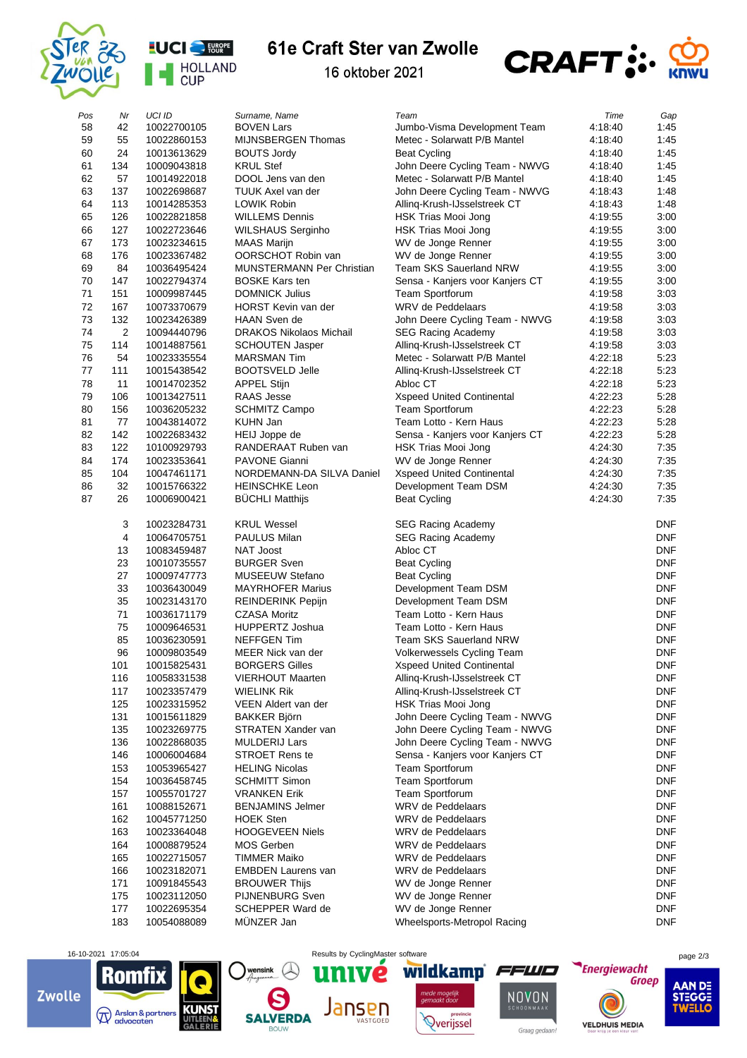# 61e Craft Ster van Zwolle

16 oktober 2021

| Pos | Nr | UCI ID | Surname, Name | Team | Time | Gap |
|---|---|---|---|---|---|---|
| 58 | 42 | 10022700105 | BOVEN Lars | Jumbo-Visma Development Team | 4:18:40 | 1:45 |
| 59 | 55 | 10022860153 | MIJNSBERGEN Thomas | Metec - Solarwatt P/B Mantel | 4:18:40 | 1:45 |
| 60 | 24 | 10013613629 | BOUTS Jordy | Beat Cycling | 4:18:40 | 1:45 |
| 61 | 134 | 10009043818 | KRUL Stef | John Deere Cycling Team - NWVG | 4:18:40 | 1:45 |
| 62 | 57 | 10014922018 | DOOL Jens van den | Metec - Solarwatt P/B Mantel | 4:18:40 | 1:45 |
| 63 | 137 | 10022698687 | TUUK Axel van der | John Deere Cycling Team - NWVG | 4:18:43 | 1:48 |
| 64 | 113 | 10014285353 | LOWIK Robin | Allinq-Krush-IJsselstreek CT | 4:18:43 | 1:48 |
| 65 | 126 | 10022821858 | WILLEMS Dennis | HSK Trias Mooi Jong | 4:19:55 | 3:00 |
| 66 | 127 | 10022723646 | WILSHAUS Serginho | HSK Trias Mooi Jong | 4:19:55 | 3:00 |
| 67 | 173 | 10023234615 | MAAS Marijn | WV de Jonge Renner | 4:19:55 | 3:00 |
| 68 | 176 | 10023367482 | OORSCHOT Robin van | WV de Jonge Renner | 4:19:55 | 3:00 |
| 69 | 84 | 10036495424 | MUNSTERMANN Per Christian | Team SKS Sauerland NRW | 4:19:55 | 3:00 |
| 70 | 147 | 10022794374 | BOSKE Kars ten | Sensa - Kanjers voor Kanjers CT | 4:19:55 | 3:00 |
| 71 | 151 | 10009987445 | DOMNICK Julius | Team Sportforum | 4:19:58 | 3:03 |
| 72 | 167 | 10073370679 | HORST Kevin van der | WRV de Peddelaars | 4:19:58 | 3:03 |
| 73 | 132 | 10023426389 | HAAN Sven de | John Deere Cycling Team - NWVG | 4:19:58 | 3:03 |
| 74 | 2 | 10094440796 | DRAKOS Nikolaos Michail | SEG Racing Academy | 4:19:58 | 3:03 |
| 75 | 114 | 10014887561 | SCHOUTEN Jasper | Allinq-Krush-IJsselstreek CT | 4:19:58 | 3:03 |
| 76 | 54 | 10023335554 | MARSMAN Tim | Metec - Solarwatt P/B Mantel | 4:22:18 | 5:23 |
| 77 | 111 | 10015438542 | BOOTSVELD Jelle | Allinq-Krush-IJsselstreek CT | 4:22:18 | 5:23 |
| 78 | 11 | 10014702352 | APPEL Stijn | Abloc CT | 4:22:18 | 5:23 |
| 79 | 106 | 10013427511 | RAAS Jesse | Xspeed United Continental | 4:22:23 | 5:28 |
| 80 | 156 | 10036205232 | SCHMITZ Campo | Team Sportforum | 4:22:23 | 5:28 |
| 81 | 77 | 10043814072 | KUHN Jan | Team Lotto - Kern Haus | 4:22:23 | 5:28 |
| 82 | 142 | 10022683432 | HEIJ Joppe de | Sensa - Kanjers voor Kanjers CT | 4:22:23 | 5:28 |
| 83 | 122 | 10100929793 | RANDERAAT Ruben van | HSK Trias Mooi Jong | 4:24:30 | 7:35 |
| 84 | 174 | 10023353641 | PAVONE Gianni | WV de Jonge Renner | 4:24:30 | 7:35 |
| 85 | 104 | 10047461171 | NORDEMANN-DA SILVA Daniel | Xspeed United Continental | 4:24:30 | 7:35 |
| 86 | 32 | 10015766322 | HEINSCHKE Leon | Development Team DSM | 4:24:30 | 7:35 |
| 87 | 26 | 10006900421 | BÜCHLI Matthijs | Beat Cycling | 4:24:30 | 7:35 |
| | 3 | 10023284731 | KRUL Wessel | SEG Racing Academy | | DNF |
| | 4 | 10064705751 | PAULUS Milan | SEG Racing Academy | | DNF |
| | 13 | 10083459487 | NAT Joost | Abloc CT | | DNF |
| | 23 | 10010735557 | BURGER Sven | Beat Cycling | | DNF |
| | 27 | 10009747773 | MUSEEUW Stefano | Beat Cycling | | DNF |
| | 33 | 10036430049 | MAYRHOFER Marius | Development Team DSM | | DNF |
| | 35 | 10023143170 | REINDERINK Pepijn | Development Team DSM | | DNF |
| | 71 | 10036171179 | CZASA Moritz | Team Lotto - Kern Haus | | DNF |
| | 75 | 10009646531 | HUPPERTZ Joshua | Team Lotto - Kern Haus | | DNF |
| | 85 | 10036230591 | NEFFGEN Tim | Team SKS Sauerland NRW | | DNF |
| | 96 | 10009803549 | MEER Nick van der | Volkerwessels Cycling Team | | DNF |
| | 101 | 10015825431 | BORGERS Gilles | Xspeed United Continental | | DNF |
| | 116 | 10058331538 | VIERHOUT Maarten | Allinq-Krush-IJsselstreek CT | | DNF |
| | 117 | 10023357479 | WIELINK Rik | Allinq-Krush-IJsselstreek CT | | DNF |
| | 125 | 10023315952 | VEEN Aldert van der | HSK Trias Mooi Jong | | DNF |
| | 131 | 10015611829 | BAKKER Björn | John Deere Cycling Team - NWVG | | DNF |
| | 135 | 10023269775 | STRATEN Xander van | John Deere Cycling Team - NWVG | | DNF |
| | 136 | 10022868035 | MULDERIJ Lars | John Deere Cycling Team - NWVG | | DNF |
| | 146 | 10006004684 | STROET Rens te | Sensa - Kanjers voor Kanjers CT | | DNF |
| | 153 | 10053965427 | HELING Nicolas | Team Sportforum | | DNF |
| | 154 | 10036458745 | SCHMITT Simon | Team Sportforum | | DNF |
| | 157 | 10055701727 | VRANKEN Erik | Team Sportforum | | DNF |
| | 161 | 10088152671 | BENJAMINS Jelmer | WRV de Peddelaars | | DNF |
| | 162 | 10045771250 | HOEK Sten | WRV de Peddelaars | | DNF |
| | 163 | 10023364048 | HOOGEVEEN Niels | WRV de Peddelaars | | DNF |
| | 164 | 10008879524 | MOS Gerben | WRV de Peddelaars | | DNF |
| | 165 | 10022715057 | TIMMER Maiko | WRV de Peddelaars | | DNF |
| | 166 | 10023182071 | EMBDEN Laurens van | WRV de Peddelaars | | DNF |
| | 171 | 10091845543 | BROUWER Thijs | WV de Jonge Renner | | DNF |
| | 175 | 10023112050 | PIJNENBURG Sven | WV de Jonge Renner | | DNF |
| | 177 | 10022695354 | SCHEPPER Ward de | WV de Jonge Renner | | DNF |
| | 183 | 10054088089 | MÜNZER Jan | Wheelsports-Metropol Racing | | DNF |

16-10-2021 17:05:04 — Results by CyclingMaster software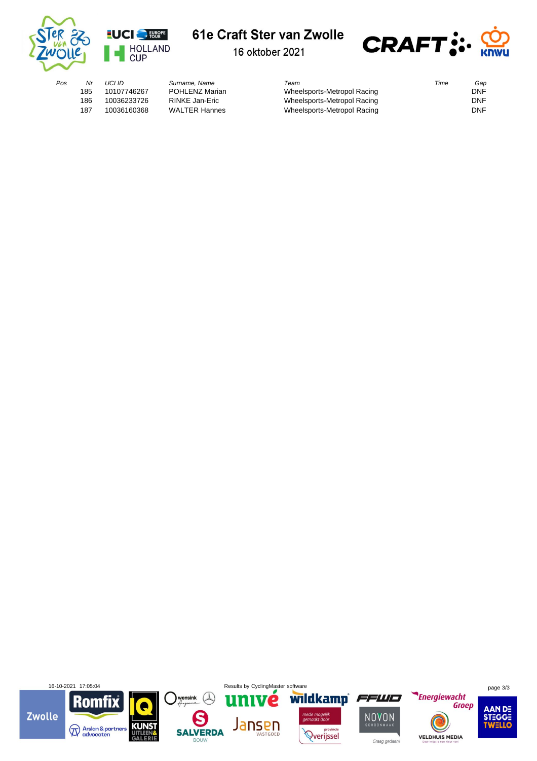# 61e Craft Ster van Zwolle

16 oktober 2021

| Pos | Nr | UCI ID | Surname, Name | Team | Time | Gap |
|---|---|---|---|---|---|---|
| | 185 | 10107746267 | POHLENZ Marian | Wheelsports-Metropol Racing | | DNF |
| | 186 | 10036233726 | RINKE Jan-Eric | Wheelsports-Metropol Racing | | DNF |
| | 187 | 10036160368 | WALTER Hannes | Wheelsports-Metropol Racing | | DNF |

16-10-2021 17:05:04 Results by CyclingMaster software